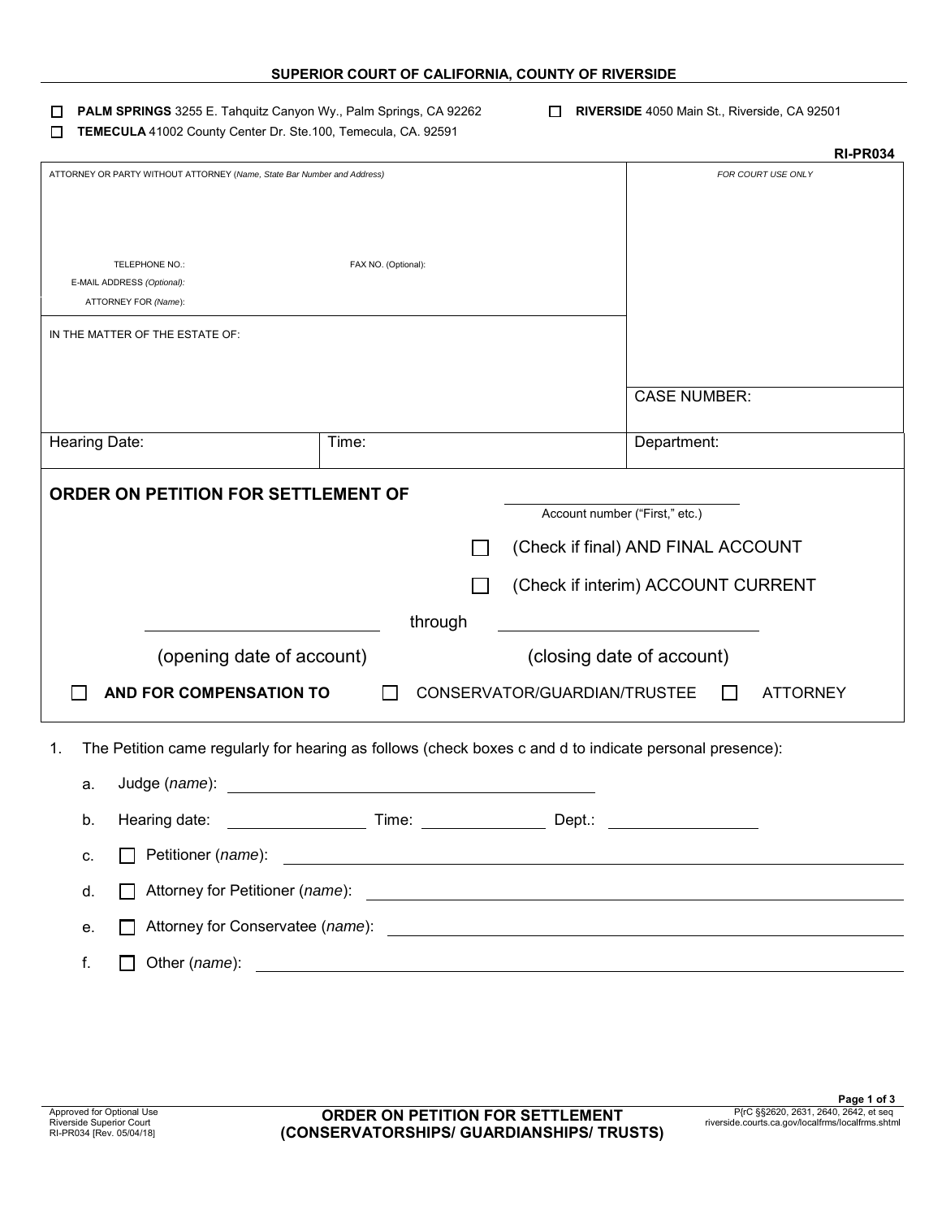**SUPERIOR COURT OF CALIFORNIA, COUNTY OF RIVERSIDE**

☐ **PALM SPRINGS** 3255 E. Tahquitz Canyon Wy., Palm Springs, CA 92262 ☐ **RIVERSIDE** 4050 Main St., Riverside, CA 92501

☐ **TEMECULA** 41002 County Center Dr. Ste.100, Temecula, CA. 92591

**RI-PR034**

| ATTORNEY OR PARTY WITHOUT ATTORNEY (*Name, State Bar Number and Address*)<br><br>TELEPHONE NO.: FAX NO. (Optional):<br>E-MAIL ADDRESS (*Optional)*:<br>ATTORNEY FOR (*Name*): | | *FOR COURT USE ONLY* |
|---|---|---|
| IN THE MATTER OF THE ESTATE OF: | | CASE NUMBER: |
| Hearing Date: | Time: | Department: |

## ORDER ON PETITION FOR SETTLEMENT OF ______________

Account number ("First," etc.)

☐ (Check if final) AND FINAL ACCOUNT

☐ (Check if interim) ACCOUNT CURRENT

______________ through ______________

(opening date of account) (closing date of account)

☐ **AND FOR COMPENSATION TO** ☐ CONSERVATOR/GUARDIAN/TRUSTEE ☐ ATTORNEY

1. The Petition came regularly for hearing as follows (check boxes c and d to indicate personal presence):

   a. Judge (*name*): ______________

   b. Hearing date: ______________ Time: ______________ Dept.: ______________

   c. ☐ Petitioner (*name*): ______________

   d. ☐ Attorney for Petitioner (*name*): ______________

   e. ☐ Attorney for Conservatee (*name*): ______________

   f. ☐ Other (*name*): ______________

Approved for Optional Use
Riverside Superior Court
RI-PR034 [Rev. 05/04/18]

**ORDER ON PETITION FOR SETTLEMENT (CONSERVATORSHIPS/ GUARDIANSHIPS/ TRUSTS)**

P(rC §§2620, 2631, 2640, 2642, et seq
riverside.courts.ca.gov/localfrms/localfrms.shtml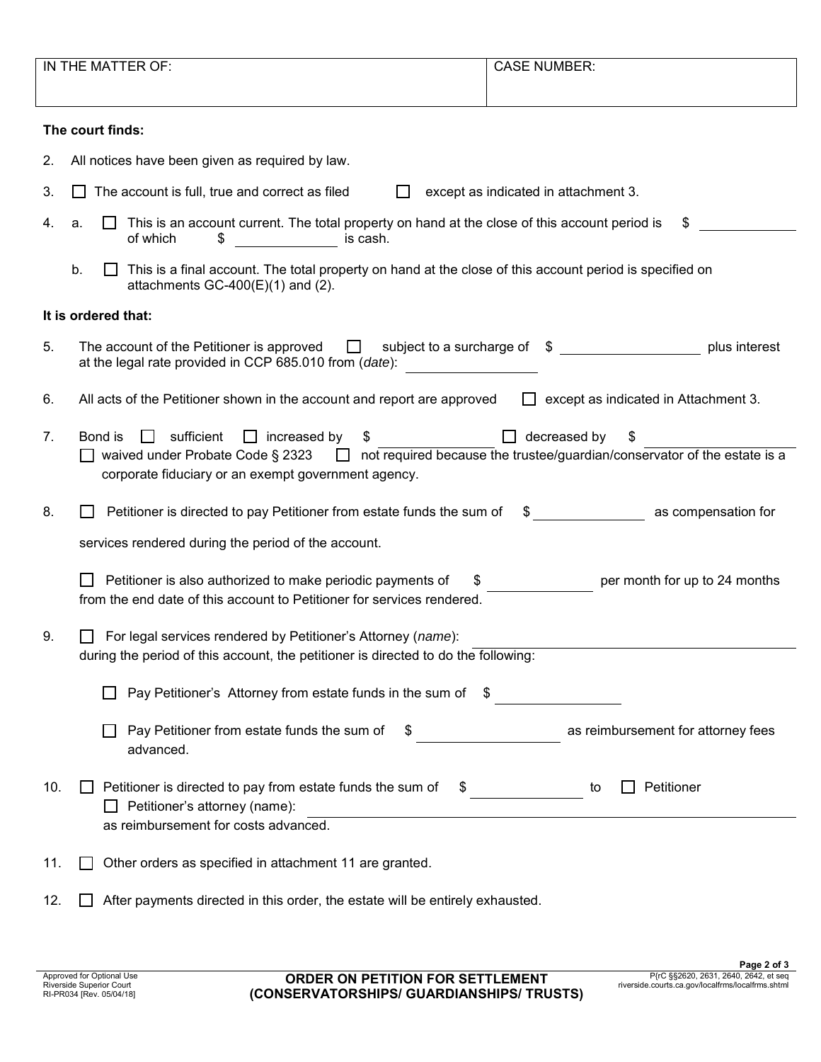| IN THE MATTER OF: | CASE NUMBER: |
|---|---|
| | |

**The court finds:**

2. All notices have been given as required by law.

3. ☐ The account is full, true and correct as filed ☐ except as indicated in attachment 3.

4. a. ☐ This is an account current. The total property on hand at the close of this account period is $ ____________ of which $ ____________ is cash.

   b. ☐ This is a final account. The total property on hand at the close of this account period is specified on attachments GC-400(E)(1) and (2).

**It is ordered that:**

5. The account of the Petitioner is approved ☐ subject to a surcharge of $ ________________ plus interest at the legal rate provided in CCP 685.010 from (*date*): ________________

6. All acts of the Petitioner shown in the account and report are approved ☐ except as indicated in Attachment 3.

7. Bond is ☐ sufficient ☐ increased by $ ____________ ☐ decreased by $ ____________
   ☐ waived under Probate Code § 2323 ☐ not required because the trustee/guardian/conservator of the estate is a corporate fiduciary or an exempt government agency.

8. ☐ Petitioner is directed to pay Petitioner from estate funds the sum of $ ____________ as compensation for services rendered during the period of the account.

   ☐ Petitioner is also authorized to make periodic payments of $ ____________ per month for up to 24 months from the end date of this account to Petitioner for services rendered.

9. ☐ For legal services rendered by Petitioner's Attorney (*name*): ________________________
   during the period of this account, the petitioner is directed to do the following:

   ☐ Pay Petitioner's Attorney from estate funds in the sum of $ ____________

   ☐ Pay Petitioner from estate funds the sum of $ ____________ as reimbursement for attorney fees advanced.

10. ☐ Petitioner is directed to pay from estate funds the sum of $ ____________ to ☐ Petitioner
    ☐ Petitioner's attorney (name): ________________________
    as reimbursement for costs advanced.

11. ☐ Other orders as specified in attachment 11 are granted.

12. ☐ After payments directed in this order, the estate will be entirely exhausted.

Approved for Optional Use
Riverside Superior Court
RI-PR034 [Rev. 05/04/18]

**ORDER ON PETITION FOR SETTLEMENT (CONSERVATORSHIPS/ GUARDIANSHIPS/ TRUSTS)**

P(r)C §§2620, 2631, 2640, 2642, et seq
riverside.courts.ca.gov/localfrms/localfrms.shtml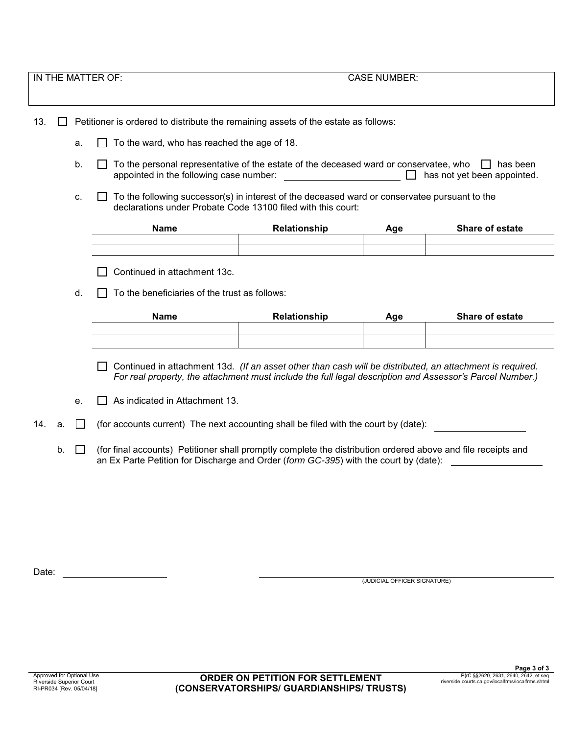| IN THE MATTER OF: | CASE NUMBER: |
|---|---|
| | |

13. ☐ Petitioner is ordered to distribute the remaining assets of the estate as follows:

a. ☐ To the ward, who has reached the age of 18.

b. ☐ To the personal representative of the estate of the deceased ward or conservatee, who ☐ has been appointed in the following case number: ______________________ ☐ has not yet been appointed.

c. ☐ To the following successor(s) in interest of the deceased ward or conservatee pursuant to the declarations under Probate Code 13100 filed with this court:

| Name | Relationship | Age | Share of estate |
|---|---|---|---|
| | | | |
| | | | |

☐ Continued in attachment 13c.

d. ☐ To the beneficiaries of the trust as follows:

| Name | Relationship | Age | Share of estate |
|---|---|---|---|
| | | | |
| | | | |

☐ Continued in attachment 13d. *(If an asset other than cash will be distributed, an attachment is required. For real property, the attachment must include the full legal description and Assessor's Parcel Number.)*

e. ☐ As indicated in Attachment 13.

14. a. ☐ (for accounts current) The next accounting shall be filed with the court by (date): ________________

b. ☐ (for final accounts) Petitioner shall promptly complete the distribution ordered above and file receipts and an Ex Parte Petition for Discharge and Order (*form GC-395*) with the court by (date): ________________

Date: ____________________

______________________________________________
(JUDICIAL OFFICER SIGNATURE)

Approved for Optional Use
Riverside Superior Court
RI-PR034 [Rev. 05/04/18]

**ORDER ON PETITION FOR SETTLEMENT**
**(CONSERVATORSHIPS/ GUARDIANSHIPS/ TRUSTS)**

PrC §§2620, 2631, 2640, 2642, et seq
riverside.courts.ca.gov/localfrms/localfrms.shtml